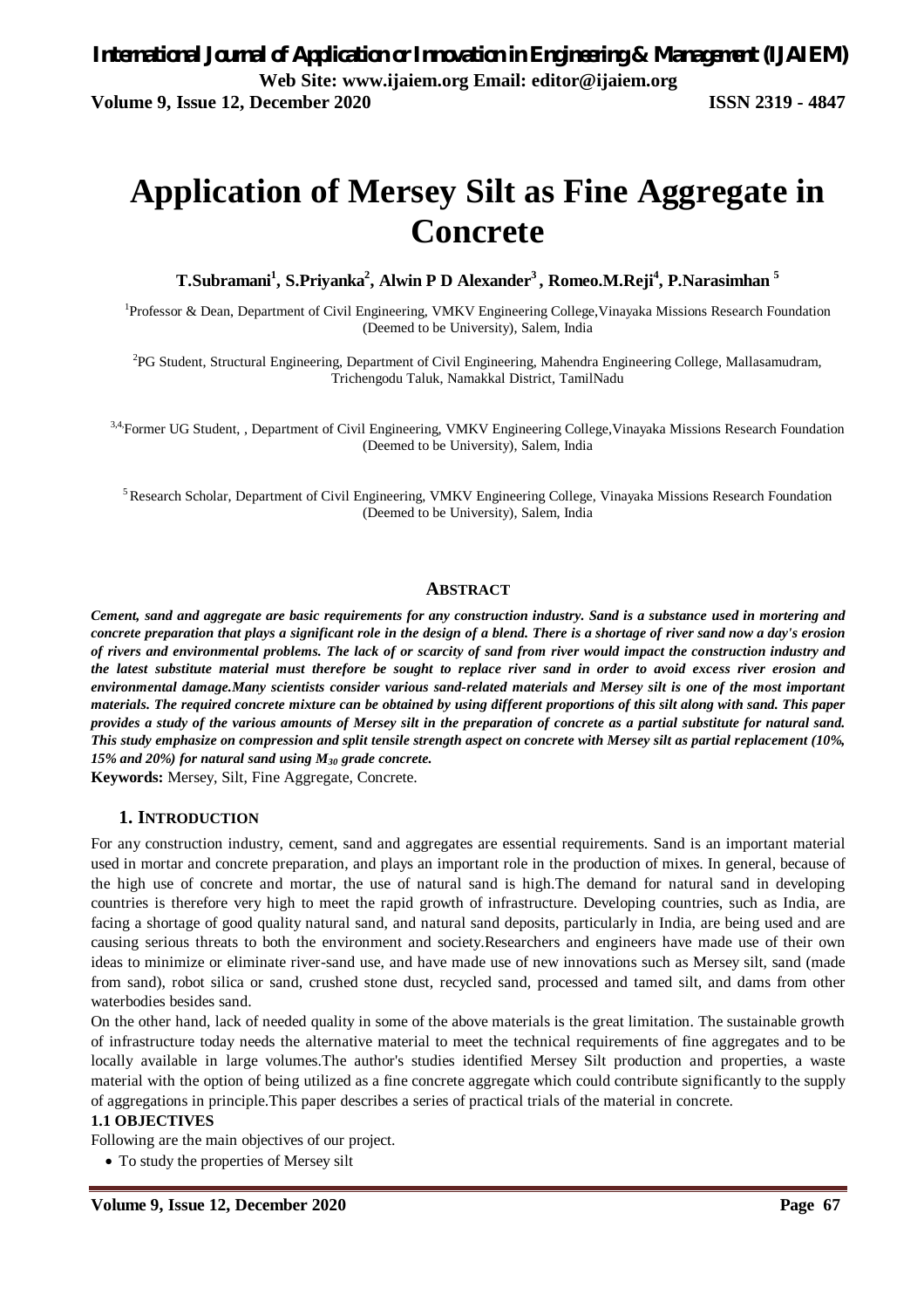# Application of Mersey Silt as Fine Aggregate in Concrete

**T.Subramani[1], S.Priyanka[2], Alwin P D Alexander[3], Romeo.M.Reji[4], P.Narasimhan[5]**

[1]Professor & Dean, Department of Civil Engineering, VMKV Engineering College,Vinayaka Missions Research Foundation (Deemed to be University), Salem, India

[2]PG Student, Structural Engineering, Department of Civil Engineering, Mahendra Engineering College, Mallasamudram, Trichengodu Taluk, Namakkal District, TamilNadu

[3,4]Former UG Student, , Department of Civil Engineering, VMKV Engineering College,Vinayaka Missions Research Foundation (Deemed to be University), Salem, India

[5]Research Scholar, Department of Civil Engineering, VMKV Engineering College, Vinayaka Missions Research Foundation (Deemed to be University), Salem, India

## ABSTRACT

***Cement, sand and aggregate are basic requirements for any construction industry. Sand is a substance used in mortering and concrete preparation that plays a significant role in the design of a blend. There is a shortage of river sand now a day's erosion of rivers and environmental problems. The lack of or scarcity of sand from river would impact the construction industry and the latest substitute material must therefore be sought to replace river sand in order to avoid excess river erosion and environmental damage.Many scientists consider various sand-related materials and Mersey silt is one of the most important materials. The required concrete mixture can be obtained by using different proportions of this silt along with sand. This paper provides a study of the various amounts of Mersey silt in the preparation of concrete as a partial substitute for natural sand. This study emphasize on compression and split tensile strength aspect on concrete with Mersey silt as partial replacement (10%, 15% and 20%) for natural sand using $M_{30}$ grade concrete.***

**Keywords:** Mersey, Silt, Fine Aggregate, Concrete.

## 1. INTRODUCTION

For any construction industry, cement, sand and aggregates are essential requirements. Sand is an important material used in mortar and concrete preparation, and plays an important role in the production of mixes. In general, because of the high use of concrete and mortar, the use of natural sand is high.The demand for natural sand in developing countries is therefore very high to meet the rapid growth of infrastructure. Developing countries, such as India, are facing a shortage of good quality natural sand, and natural sand deposits, particularly in India, are being used and are causing serious threats to both the environment and society.Researchers and engineers have made use of their own ideas to minimize or eliminate river-sand use, and have made use of new innovations such as Mersey silt, sand (made from sand), robot silica or sand, crushed stone dust, recycled sand, processed and tamed silt, and dams from other waterbodies besides sand.

On the other hand, lack of needed quality in some of the above materials is the great limitation. The sustainable growth of infrastructure today needs the alternative material to meet the technical requirements of fine aggregates and to be locally available in large volumes.The author's studies identified Mersey Silt production and properties, a waste material with the option of being utilized as a fine concrete aggregate which could contribute significantly to the supply of aggregations in principle.This paper describes a series of practical trials of the material in concrete.

### 1.1 OBJECTIVES

Following are the main objectives of our project.

- To study the properties of Mersey silt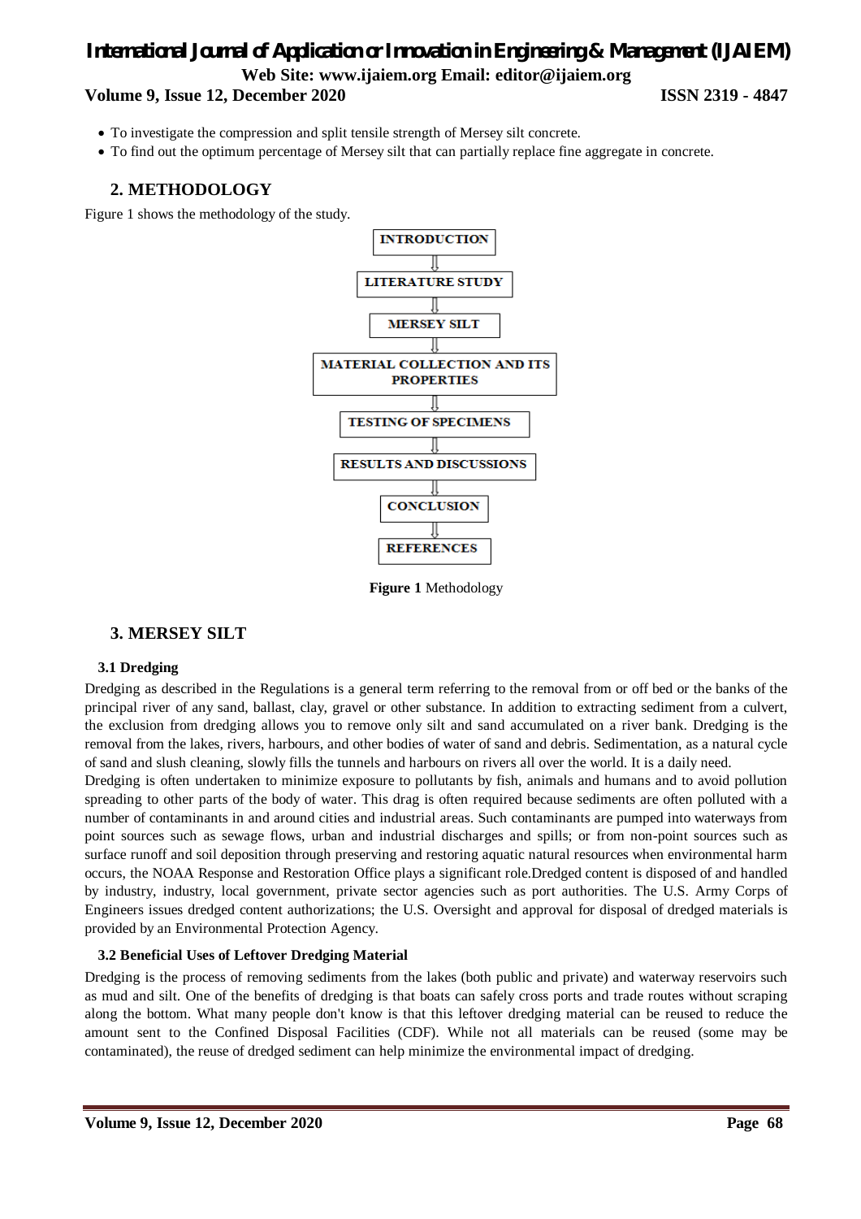- To investigate the compression and split tensile strength of Mersey silt concrete.
- To find out the optimum percentage of Mersey silt that can partially replace fine aggregate in concrete.

## 2. METHODOLOGY

Figure 1 shows the methodology of the study.

INTRODUCTION
⇓
LITERATURE STUDY
⇓
MERSEY SILT
⇓
MATERIAL COLLECTION AND ITS PROPERTIES
⇓
TESTING OF SPECIMENS
⇓
RESULTS AND DISCUSSIONS
⇓
CONCLUSION
⇓
REFERENCES

**Figure 1** Methodology

## 3. MERSEY SILT

### 3.1 Dredging

Dredging as described in the Regulations is a general term referring to the removal from or off bed or the banks of the principal river of any sand, ballast, clay, gravel or other substance. In addition to extracting sediment from a culvert, the exclusion from dredging allows you to remove only silt and sand accumulated on a river bank. Dredging is the removal from the lakes, rivers, harbours, and other bodies of water of sand and debris. Sedimentation, as a natural cycle of sand and slush cleaning, slowly fills the tunnels and harbours on rivers all over the world. It is a daily need.

Dredging is often undertaken to minimize exposure to pollutants by fish, animals and humans and to avoid pollution spreading to other parts of the body of water. This drag is often required because sediments are often polluted with a number of contaminants in and around cities and industrial areas. Such contaminants are pumped into waterways from point sources such as sewage flows, urban and industrial discharges and spills; or from non-point sources such as surface runoff and soil deposition through preserving and restoring aquatic natural resources when environmental harm occurs, the NOAA Response and Restoration Office plays a significant role.Dredged content is disposed of and handled by industry, industry, local government, private sector agencies such as port authorities. The U.S. Army Corps of Engineers issues dredged content authorizations; the U.S. Oversight and approval for disposal of dredged materials is provided by an Environmental Protection Agency.

### 3.2 Beneficial Uses of Leftover Dredging Material

Dredging is the process of removing sediments from the lakes (both public and private) and waterway reservoirs such as mud and silt. One of the benefits of dredging is that boats can safely cross ports and trade routes without scraping along the bottom. What many people don't know is that this leftover dredging material can be reused to reduce the amount sent to the Confined Disposal Facilities (CDF). While not all materials can be reused (some may be contaminated), the reuse of dredged sediment can help minimize the environmental impact of dredging.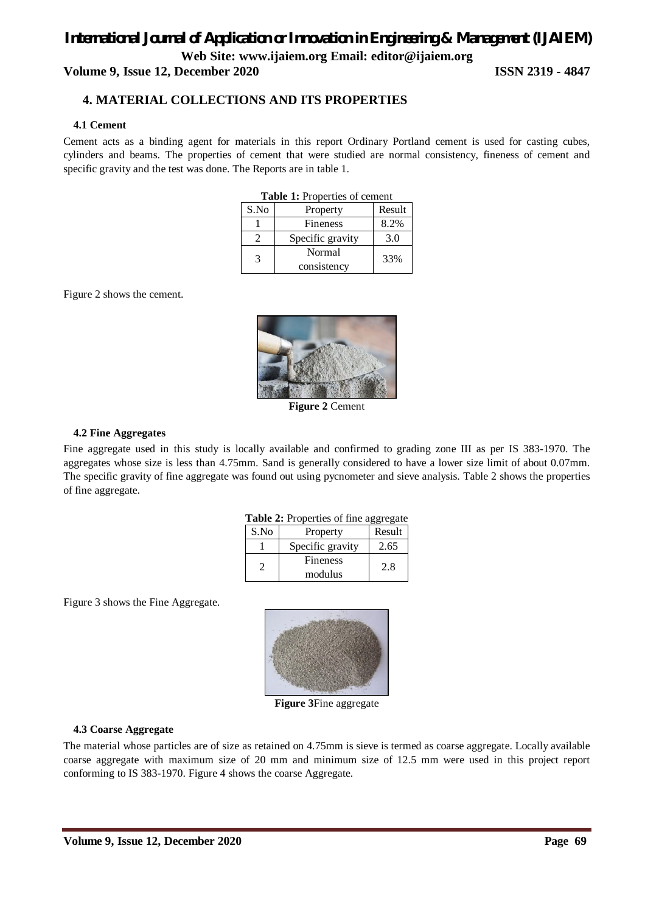## 4. MATERIAL COLLECTIONS AND ITS PROPERTIES

### 4.1 Cement

Cement acts as a binding agent for materials in this report Ordinary Portland cement is used for casting cubes, cylinders and beams. The properties of cement that were studied are normal consistency, fineness of cement and specific gravity and the test was done. The Reports are in table 1.

**Table 1:** Properties of cement

| S.No | Property | Result |
|---|---|---|
| 1 | Fineness | 8.2% |
| 2 | Specific gravity | 3.0 |
| 3 | Normal consistency | 33% |

Figure 2 shows the cement.

**Figure 2** Cement

### 4.2 Fine Aggregates

Fine aggregate used in this study is locally available and confirmed to grading zone III as per IS 383-1970. The aggregates whose size is less than 4.75mm. Sand is generally considered to have a lower size limit of about 0.07mm. The specific gravity of fine aggregate was found out using pycnometer and sieve analysis. Table 2 shows the properties of fine aggregate.

**Table 2:** Properties of fine aggregate

| S.No | Property | Result |
|---|---|---|
| 1 | Specific gravity | 2.65 |
| 2 | Fineness modulus | 2.8 |

Figure 3 shows the Fine Aggregate.

**Figure 3**Fine aggregate

### 4.3 Coarse Aggregate

The material whose particles are of size as retained on 4.75mm is sieve is termed as coarse aggregate. Locally available coarse aggregate with maximum size of 20 mm and minimum size of 12.5 mm were used in this project report conforming to IS 383-1970. Figure 4 shows the coarse Aggregate.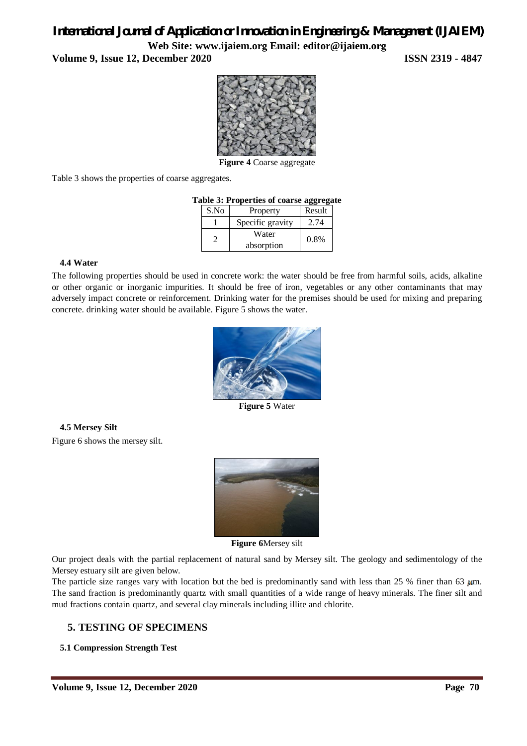**Figure 4** Coarse aggregate

Table 3 shows the properties of coarse aggregates.

**Table 3: Properties of coarse aggregate**

| S.No | Property | Result |
|---|---|---|
| 1 | Specific gravity | 2.74 |
| 2 | Water absorption | 0.8% |

### 4.4 Water

The following properties should be used in concrete work: the water should be free from harmful soils, acids, alkaline or other organic or inorganic impurities. It should be free of iron, vegetables or any other contaminants that may adversely impact concrete or reinforcement. Drinking water for the premises should be used for mixing and preparing concrete. drinking water should be available. Figure 5 shows the water.

**Figure 5** Water

### 4.5 Mersey Silt

Figure 6 shows the mersey silt.

**Figure 6**Mersey silt

Our project deals with the partial replacement of natural sand by Mersey silt. The geology and sedimentology of the Mersey estuary silt are given below.

The particle size ranges vary with location but the bed is predominantly sand with less than 25 % finer than 63 μm. The sand fraction is predominantly quartz with small quantities of a wide range of heavy minerals. The finer silt and mud fractions contain quartz, and several clay minerals including illite and chlorite.

## 5. TESTING OF SPECIMENS

### 5.1 Compression Strength Test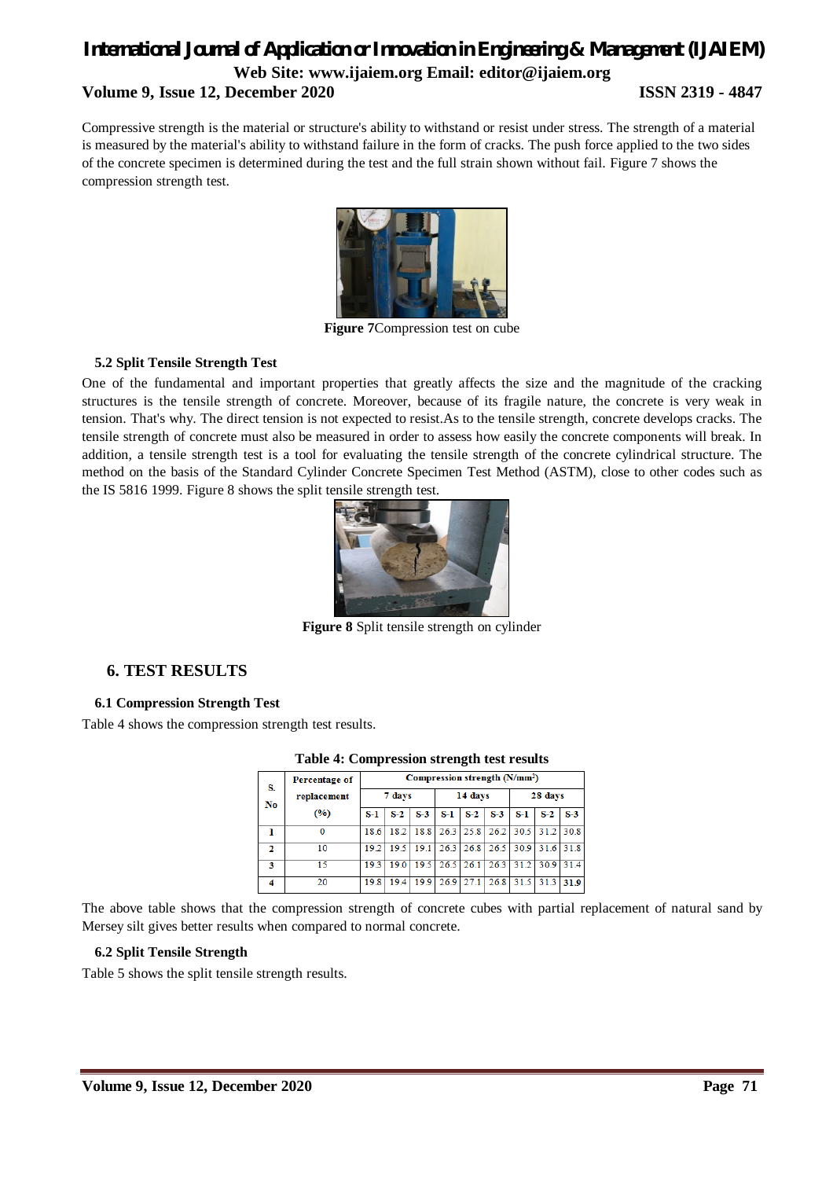Compressive strength is the material or structure's ability to withstand or resist under stress. The strength of a material is measured by the material's ability to withstand failure in the form of cracks. The push force applied to the two sides of the concrete specimen is determined during the test and the full strain shown without fail. Figure 7 shows the compression strength test.

**Figure 7**Compression test on cube

### 5.2 Split Tensile Strength Test

One of the fundamental and important properties that greatly affects the size and the magnitude of the cracking structures is the tensile strength of concrete. Moreover, because of its fragile nature, the concrete is very weak in tension. That's why. The direct tension is not expected to resist.As to the tensile strength, concrete develops cracks. The tensile strength of concrete must also be measured in order to assess how easily the concrete components will break. In addition, a tensile strength test is a tool for evaluating the tensile strength of the concrete cylindrical structure. The method on the basis of the Standard Cylinder Concrete Specimen Test Method (ASTM), close to other codes such as the IS 5816 1999. Figure 8 shows the split tensile strength test.

**Figure 8** Split tensile strength on cylinder

## 6. TEST RESULTS

### 6.1 Compression Strength Test

Table 4 shows the compression strength test results.

**Table 4: Compression strength test results**

| S. No | Percentage of replacement (%) | Compression strength (N/mm²) | | | | | | | | |
|---|---|---|---|---|---|---|---|---|---|---|
| | | 7 days | | | 14 days | | | 28 days | | |
| | | S-1 | S-2 | S-3 | S-1 | S-2 | S-3 | S-1 | S-2 | S-3 |
| 1 | 0 | 18.6 | 18.2 | 18.8 | 26.3 | 25.8 | 26.2 | 30.5 | 31.2 | 30.8 |
| 2 | 10 | 19.2 | 19.5 | 19.1 | 26.3 | 26.8 | 26.5 | 30.9 | 31.6 | 31.8 |
| 3 | 15 | 19.3 | 19.0 | 19.5 | 26.5 | 26.1 | 26.3 | 31.2 | 30.9 | 31.4 |
| 4 | 20 | 19.8 | 19.4 | 19.9 | 26.9 | 27.1 | 26.8 | 31.5 | 31.3 | **31.9** |

The above table shows that the compression strength of concrete cubes with partial replacement of natural sand by Mersey silt gives better results when compared to normal concrete.

### 6.2 Split Tensile Strength

Table 5 shows the split tensile strength results.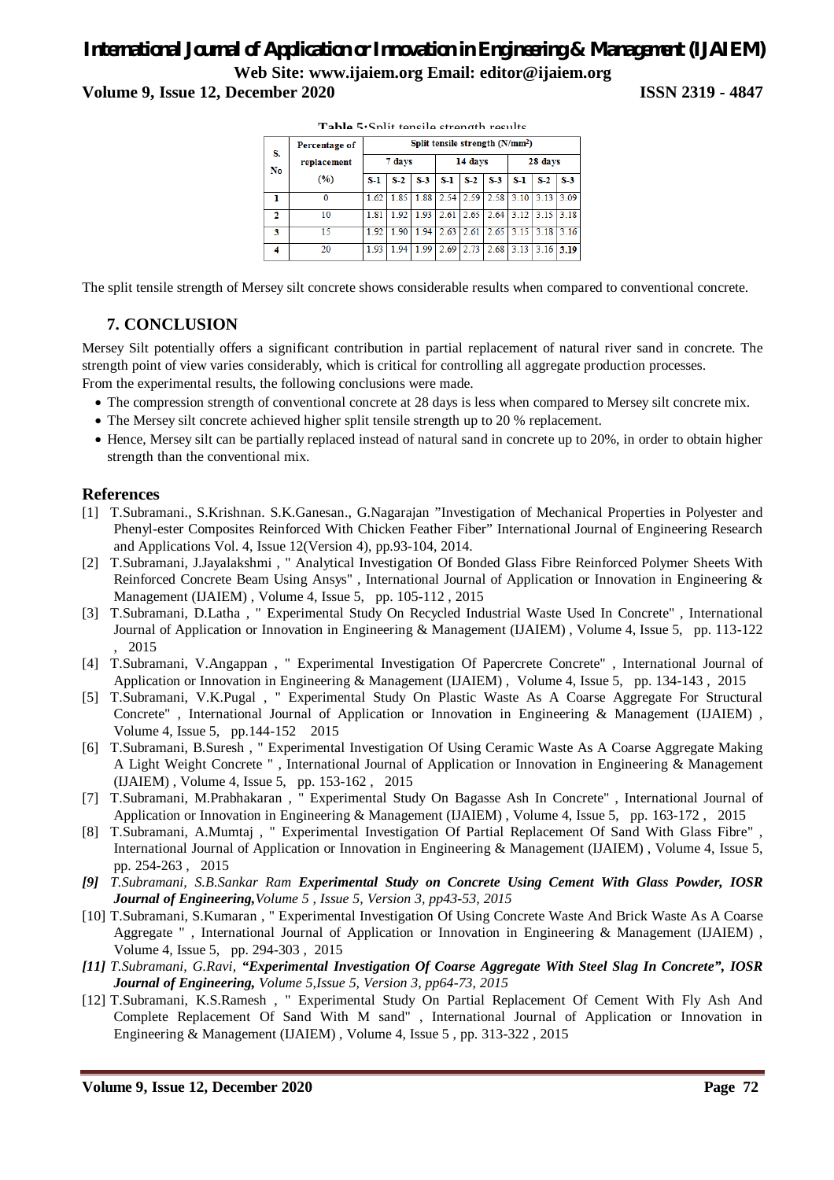**Table 5:**Split tensile strength results

| S. No | Percentage of replacement (%) | Split tensile strength (N/mm$^2$) | | | | | | | | |
|---|---|---|---|---|---|---|---|---|---|---|
| | | 7 days | | | 14 days | | | 28 days | | |
| | | S-1 | S-2 | S-3 | S-1 | S-2 | S-3 | S-1 | S-2 | S-3 |
| 1 | 0 | 1.62 | 1.85 | 1.88 | 2.54 | 2.59 | 2.58 | 3.10 | 3.13 | 3.09 |
| 2 | 10 | 1.81 | 1.92 | 1.93 | 2.61 | 2.65 | 2.64 | 3.12 | 3.15 | 3.18 |
| 3 | 15 | 1.92 | 1.90 | 1.94 | 2.63 | 2.61 | 2.65 | 3.15 | 3.18 | 3.16 |
| 4 | 20 | 1.93 | 1.94 | 1.99 | 2.69 | 2.73 | 2.68 | 3.13 | 3.16 | **3.19** |

The split tensile strength of Mersey silt concrete shows considerable results when compared to conventional concrete.

## 7. CONCLUSION

Mersey Silt potentially offers a significant contribution in partial replacement of natural river sand in concrete. The strength point of view varies considerably, which is critical for controlling all aggregate production processes.
From the experimental results, the following conclusions were made.

- The compression strength of conventional concrete at 28 days is less when compared to Mersey silt concrete mix.
- The Mersey silt concrete achieved higher split tensile strength up to 20 % replacement.
- Hence, Mersey silt can be partially replaced instead of natural sand in concrete up to 20%, in order to obtain higher strength than the conventional mix.

## References

[1] T.Subramani., S.Krishnan. S.K.Ganesan., G.Nagarajan "Investigation of Mechanical Properties in Polyester and Phenyl-ester Composites Reinforced With Chicken Feather Fiber" International Journal of Engineering Research and Applications Vol. 4, Issue 12(Version 4), pp.93-104, 2014.

[2] T.Subramani, J.Jayalakshmi , " Analytical Investigation Of Bonded Glass Fibre Reinforced Polymer Sheets With Reinforced Concrete Beam Using Ansys" , International Journal of Application or Innovation in Engineering & Management (IJAIEM) , Volume 4, Issue 5, pp. 105-112 , 2015

[3] T.Subramani, D.Latha , " Experimental Study On Recycled Industrial Waste Used In Concrete" , International Journal of Application or Innovation in Engineering & Management (IJAIEM) , Volume 4, Issue 5, pp. 113-122 , 2015

[4] T.Subramani, V.Angappan , " Experimental Investigation Of Papercrete Concrete" , International Journal of Application or Innovation in Engineering & Management (IJAIEM) , Volume 4, Issue 5, pp. 134-143 , 2015

[5] T.Subramani, V.K.Pugal , " Experimental Study On Plastic Waste As A Coarse Aggregate For Structural Concrete" , International Journal of Application or Innovation in Engineering & Management (IJAIEM) , Volume 4, Issue 5, pp.144-152 2015

[6] T.Subramani, B.Suresh , " Experimental Investigation Of Using Ceramic Waste As A Coarse Aggregate Making A Light Weight Concrete " , International Journal of Application or Innovation in Engineering & Management (IJAIEM) , Volume 4, Issue 5, pp. 153-162 , 2015

[7] T.Subramani, M.Prabhakaran , " Experimental Study On Bagasse Ash In Concrete" , International Journal of Application or Innovation in Engineering & Management (IJAIEM) , Volume 4, Issue 5, pp. 163-172 , 2015

[8] T.Subramani, A.Mumtaj , " Experimental Investigation Of Partial Replacement Of Sand With Glass Fibre" , International Journal of Application or Innovation in Engineering & Management (IJAIEM) , Volume 4, Issue 5, pp. 254-263 , 2015

*[9] T.Subramani, S.B.Sankar Ram **Experimental Study on Concrete Using Cement With Glass Powder, IOSR Journal of Engineering,**Volume 5 , Issue 5, Version 3, pp43-53, 2015*

[10] T.Subramani, S.Kumaran , " Experimental Investigation Of Using Concrete Waste And Brick Waste As A Coarse Aggregate " , International Journal of Application or Innovation in Engineering & Management (IJAIEM) , Volume 4, Issue 5, pp. 294-303 , 2015

*[11] T.Subramani, G.Ravi, **"Experimental Investigation Of Coarse Aggregate With Steel Slag In Concrete", IOSR Journal of Engineering,** Volume 5,Issue 5, Version 3, pp64-73, 2015*

[12] T.Subramani, K.S.Ramesh , " Experimental Study On Partial Replacement Of Cement With Fly Ash And Complete Replacement Of Sand With M sand" , International Journal of Application or Innovation in Engineering & Management (IJAIEM) , Volume 4, Issue 5 , pp. 313-322 , 2015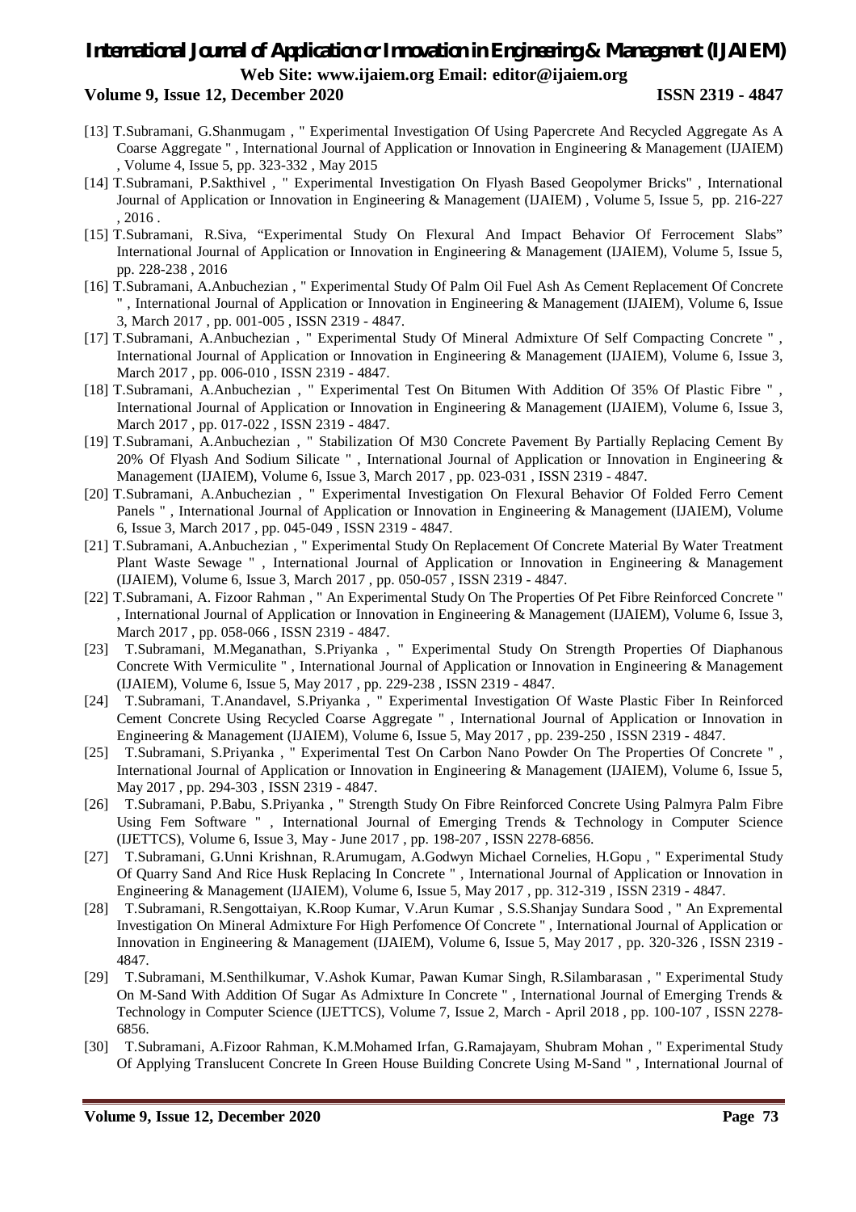[13] T.Subramani, G.Shanmugam , " Experimental Investigation Of Using Papercrete And Recycled Aggregate As A Coarse Aggregate " , International Journal of Application or Innovation in Engineering & Management (IJAIEM) , Volume 4, Issue 5, pp. 323-332 , May 2015

[14] T.Subramani, P.Sakthivel , " Experimental Investigation On Flyash Based Geopolymer Bricks" , International Journal of Application or Innovation in Engineering & Management (IJAIEM) , Volume 5, Issue 5, pp. 216-227 , 2016 .

[15] T.Subramani, R.Siva, "Experimental Study On Flexural And Impact Behavior Of Ferrocement Slabs" International Journal of Application or Innovation in Engineering & Management (IJAIEM), Volume 5, Issue 5, pp. 228-238 , 2016

[16] T.Subramani, A.Anbuchezian , " Experimental Study Of Palm Oil Fuel Ash As Cement Replacement Of Concrete " , International Journal of Application or Innovation in Engineering & Management (IJAIEM), Volume 6, Issue 3, March 2017 , pp. 001-005 , ISSN 2319 - 4847.

[17] T.Subramani, A.Anbuchezian , " Experimental Study Of Mineral Admixture Of Self Compacting Concrete " , International Journal of Application or Innovation in Engineering & Management (IJAIEM), Volume 6, Issue 3, March 2017 , pp. 006-010 , ISSN 2319 - 4847.

[18] T.Subramani, A.Anbuchezian , " Experimental Test On Bitumen With Addition Of 35% Of Plastic Fibre " , International Journal of Application or Innovation in Engineering & Management (IJAIEM), Volume 6, Issue 3, March 2017 , pp. 017-022 , ISSN 2319 - 4847.

[19] T.Subramani, A.Anbuchezian , " Stabilization Of M30 Concrete Pavement By Partially Replacing Cement By 20% Of Flyash And Sodium Silicate " , International Journal of Application or Innovation in Engineering & Management (IJAIEM), Volume 6, Issue 3, March 2017 , pp. 023-031 , ISSN 2319 - 4847.

[20] T.Subramani, A.Anbuchezian , " Experimental Investigation On Flexural Behavior Of Folded Ferro Cement Panels " , International Journal of Application or Innovation in Engineering & Management (IJAIEM), Volume 6, Issue 3, March 2017 , pp. 045-049 , ISSN 2319 - 4847.

[21] T.Subramani, A.Anbuchezian , " Experimental Study On Replacement Of Concrete Material By Water Treatment Plant Waste Sewage " , International Journal of Application or Innovation in Engineering & Management (IJAIEM), Volume 6, Issue 3, March 2017 , pp. 050-057 , ISSN 2319 - 4847.

[22] T.Subramani, A. Fizoor Rahman , " An Experimental Study On The Properties Of Pet Fibre Reinforced Concrete " , International Journal of Application or Innovation in Engineering & Management (IJAIEM), Volume 6, Issue 3, March 2017 , pp. 058-066 , ISSN 2319 - 4847.

[23] T.Subramani, M.Meganathan, S.Priyanka , " Experimental Study On Strength Properties Of Diaphanous Concrete With Vermiculite " , International Journal of Application or Innovation in Engineering & Management (IJAIEM), Volume 6, Issue 5, May 2017 , pp. 229-238 , ISSN 2319 - 4847.

[24] T.Subramani, T.Anandavel, S.Priyanka , " Experimental Investigation Of Waste Plastic Fiber In Reinforced Cement Concrete Using Recycled Coarse Aggregate " , International Journal of Application or Innovation in Engineering & Management (IJAIEM), Volume 6, Issue 5, May 2017 , pp. 239-250 , ISSN 2319 - 4847.

[25] T.Subramani, S.Priyanka , " Experimental Test On Carbon Nano Powder On The Properties Of Concrete " , International Journal of Application or Innovation in Engineering & Management (IJAIEM), Volume 6, Issue 5, May 2017 , pp. 294-303 , ISSN 2319 - 4847.

[26] T.Subramani, P.Babu, S.Priyanka , " Strength Study On Fibre Reinforced Concrete Using Palmyra Palm Fibre Using Fem Software " , International Journal of Emerging Trends & Technology in Computer Science (IJETTCS), Volume 6, Issue 3, May - June 2017 , pp. 198-207 , ISSN 2278-6856.

[27] T.Subramani, G.Unni Krishnan, R.Arumugam, A.Godwyn Michael Cornelies, H.Gopu , " Experimental Study Of Quarry Sand And Rice Husk Replacing In Concrete " , International Journal of Application or Innovation in Engineering & Management (IJAIEM), Volume 6, Issue 5, May 2017 , pp. 312-319 , ISSN 2319 - 4847.

[28] T.Subramani, R.Sengottaiyan, K.Roop Kumar, V.Arun Kumar , S.S.Shanjay Sundara Sood , " An Expremental Investigation On Mineral Admixture For High Perfomence Of Concrete " , International Journal of Application or Innovation in Engineering & Management (IJAIEM), Volume 6, Issue 5, May 2017 , pp. 320-326 , ISSN 2319 - 4847.

[29] T.Subramani, M.Senthilkumar, V.Ashok Kumar, Pawan Kumar Singh, R.Silambarasan , " Experimental Study On M-Sand With Addition Of Sugar As Admixture In Concrete " , International Journal of Emerging Trends & Technology in Computer Science (IJETTCS), Volume 7, Issue 2, March - April 2018 , pp. 100-107 , ISSN 2278-6856.

[30] T.Subramani, A.Fizoor Rahman, K.M.Mohamed Irfan, G.Ramajayam, Shubram Mohan , " Experimental Study Of Applying Translucent Concrete In Green House Building Concrete Using M-Sand " , International Journal of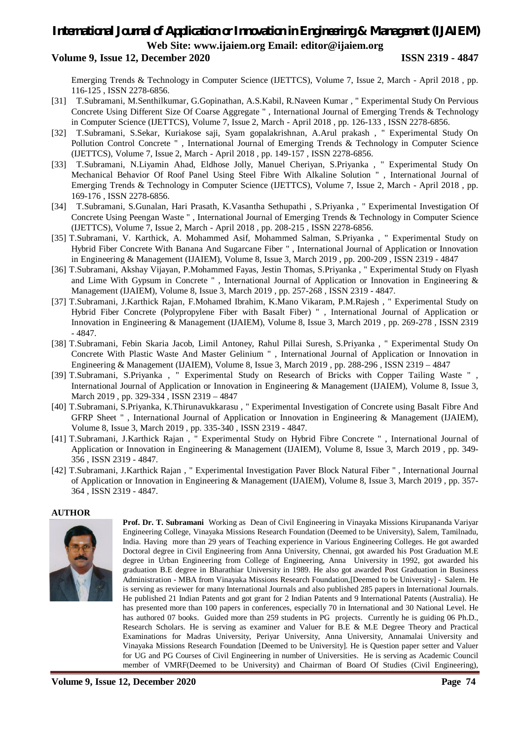Emerging Trends & Technology in Computer Science (IJETTCS), Volume 7, Issue 2, March - April 2018 , pp. 116-125 , ISSN 2278-6856.

[31] T.Subramani, M.Senthilkumar, G.Gopinathan, A.S.Kabil, R.Naveen Kumar , " Experimental Study On Pervious Concrete Using Different Size Of Coarse Aggregate " , International Journal of Emerging Trends & Technology in Computer Science (IJETTCS), Volume 7, Issue 2, March - April 2018 , pp. 126-133 , ISSN 2278-6856.

[32] T.Subramani, S.Sekar, Kuriakose saji, Syam gopalakrishnan, A.Arul prakash , " Experimental Study On Pollution Control Concrete " , International Journal of Emerging Trends & Technology in Computer Science (IJETTCS), Volume 7, Issue 2, March - April 2018 , pp. 149-157 , ISSN 2278-6856.

[33] T.Subramani, N.Liyamin Ahad, Eldhose Jolly, Manuel Cheriyan, S.Priyanka , " Experimental Study On Mechanical Behavior Of Roof Panel Using Steel Fibre With Alkaline Solution " , International Journal of Emerging Trends & Technology in Computer Science (IJETTCS), Volume 7, Issue 2, March - April 2018 , pp. 169-176 , ISSN 2278-6856.

[34] T.Subramani, S.Gunalan, Hari Prasath, K.Vasantha Sethupathi , S.Priyanka , " Experimental Investigation Of Concrete Using Peengan Waste " , International Journal of Emerging Trends & Technology in Computer Science (IJETTCS), Volume 7, Issue 2, March - April 2018 , pp. 208-215 , ISSN 2278-6856.

[35] T.Subramani, V. Karthick, A. Mohammed Asif, Mohammed Salman, S.Priyanka , " Experimental Study on Hybrid Fiber Concrete With Banana And Sugarcane Fiber " , International Journal of Application or Innovation in Engineering & Management (IJAIEM), Volume 8, Issue 3, March 2019 , pp. 200-209 , ISSN 2319 - 4847

[36] T.Subramani, Akshay Vijayan, P.Mohammed Fayas, Jestin Thomas, S.Priyanka , " Experimental Study on Flyash and Lime With Gypsum in Concrete " , International Journal of Application or Innovation in Engineering & Management (IJAIEM), Volume 8, Issue 3, March 2019 , pp. 257-268 , ISSN 2319 - 4847.

[37] T.Subramani, J.Karthick Rajan, F.Mohamed Ibrahim, K.Mano Vikaram, P.M.Rajesh , " Experimental Study on Hybrid Fiber Concrete (Polypropylene Fiber with Basalt Fiber) " , International Journal of Application or Innovation in Engineering & Management (IJAIEM), Volume 8, Issue 3, March 2019 , pp. 269-278 , ISSN 2319 - 4847.

[38] T.Subramani, Febin Skaria Jacob, Limil Antoney, Rahul Pillai Suresh, S.Priyanka , " Experimental Study On Concrete With Plastic Waste And Master Gelinium " , International Journal of Application or Innovation in Engineering & Management (IJAIEM), Volume 8, Issue 3, March 2019 , pp. 288-296 , ISSN 2319 – 4847

[39] T.Subramani, S.Priyanka , " Experimental Study on Research of Bricks with Copper Tailing Waste " , International Journal of Application or Innovation in Engineering & Management (IJAIEM), Volume 8, Issue 3, March 2019 , pp. 329-334 , ISSN 2319 – 4847

[40] T.Subramani, S.Priyanka, K.Thirunavukkarasu , " Experimental Investigation of Concrete using Basalt Fibre And GFRP Sheet " , International Journal of Application or Innovation in Engineering & Management (IJAIEM), Volume 8, Issue 3, March 2019 , pp. 335-340 , ISSN 2319 - 4847.

[41] T.Subramani, J.Karthick Rajan , " Experimental Study on Hybrid Fibre Concrete " , International Journal of Application or Innovation in Engineering & Management (IJAIEM), Volume 8, Issue 3, March 2019 , pp. 349-356 , ISSN 2319 - 4847.

[42] T.Subramani, J.Karthick Rajan , " Experimental Investigation Paver Block Natural Fiber " , International Journal of Application or Innovation in Engineering & Management (IJAIEM), Volume 8, Issue 3, March 2019 , pp. 357-364 , ISSN 2319 - 4847.

## AUTHOR

**Prof. Dr. T. Subramani** Working as Dean of Civil Engineering in Vinayaka Missions Kirupananda Variyar Engineering College, Vinayaka Missions Research Foundation (Deemed to be University), Salem, Tamilnadu, India. Having more than 29 years of Teaching experience in Various Engineering Colleges. He got awarded Doctoral degree in Civil Engineering from Anna University, Chennai, got awarded his Post Graduation M.E degree in Urban Engineering from College of Engineering, Anna University in 1992, got awarded his graduation B.E degree in Bharathiar University in 1989. He also got awarded Post Graduation in Business Administration - MBA from Vinayaka Missions Research Foundation,[Deemed to be University] - Salem. He is serving as reviewer for many International Journals and also published 285 papers in International Journals. He published 21 Indian Patents and got grant for 2 Indian Patents and 9 International Patents (Australia). He has presented more than 100 papers in conferences, especially 70 in International and 30 National Level. He has authored 07 books. Guided more than 259 students in PG projects. Currently he is guiding 06 Ph.D., Research Scholars. He is serving as examiner and Valuer for B.E & M.E Degree Theory and Practical Examinations for Madras University, Periyar University, Anna University, Annamalai University and Vinayaka Missions Research Foundation [Deemed to be University]. He is Question paper setter and Valuer for UG and PG Courses of Civil Engineering in number of Universities. He is serving as Academic Council member of VMRF(Deemed to be University) and Chairman of Board Of Studies (Civil Engineering),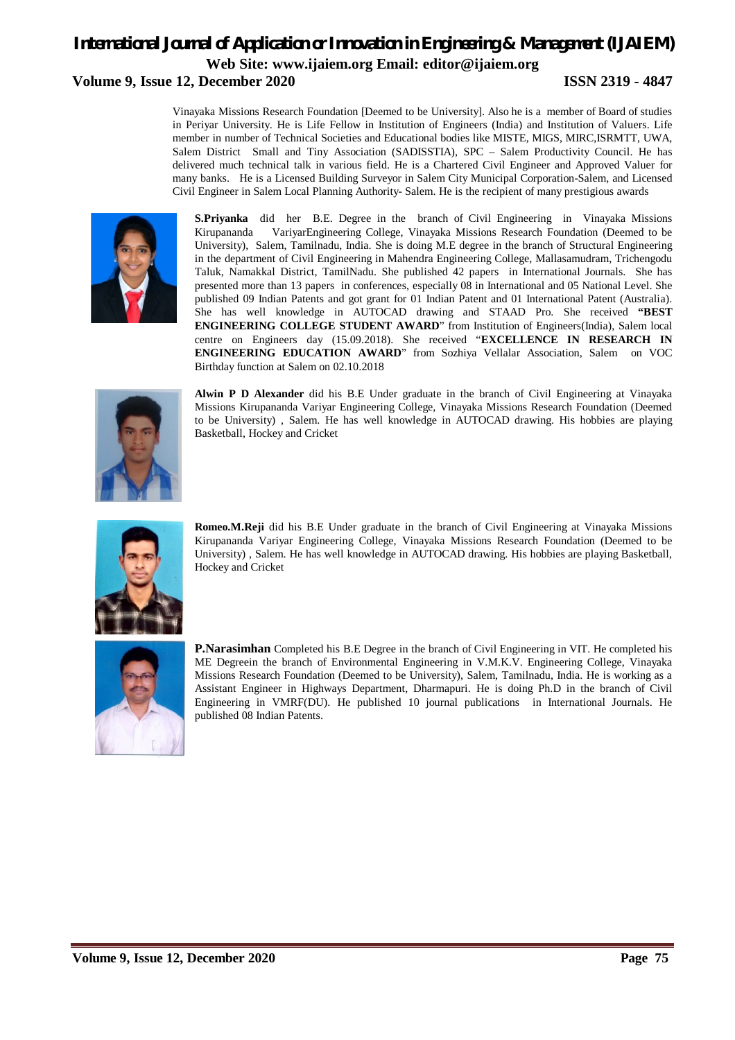Vinayaka Missions Research Foundation [Deemed to be University]. Also he is a member of Board of studies in Periyar University. He is Life Fellow in Institution of Engineers (India) and Institution of Valuers. Life member in number of Technical Societies and Educational bodies like MISTE, MIGS, MIRC,ISRMTT, UWA, Salem District Small and Tiny Association (SADISSTIA), SPC – Salem Productivity Council. He has delivered much technical talk in various field. He is a Chartered Civil Engineer and Approved Valuer for many banks. He is a Licensed Building Surveyor in Salem City Municipal Corporation-Salem, and Licensed Civil Engineer in Salem Local Planning Authority- Salem. He is the recipient of many prestigious awards

**S.Priyanka** did her B.E. Degree in the branch of Civil Engineering in Vinayaka Missions Kirupananda VariyarEngineering College, Vinayaka Missions Research Foundation (Deemed to be University), Salem, Tamilnadu, India. She is doing M.E degree in the branch of Structural Engineering in the department of Civil Engineering in Mahendra Engineering College, Mallasamudram, Trichengodu Taluk, Namakkal District, TamilNadu. She published 42 papers in International Journals. She has presented more than 13 papers in conferences, especially 08 in International and 05 National Level. She published 09 Indian Patents and got grant for 01 Indian Patent and 01 International Patent (Australia). She has well knowledge in AUTOCAD drawing and STAAD Pro. She received **"BEST ENGINEERING COLLEGE STUDENT AWARD**" from Institution of Engineers(India), Salem local centre on Engineers day (15.09.2018). She received "**EXCELLENCE IN RESEARCH IN ENGINEERING EDUCATION AWARD**" from Sozhiya Vellalar Association, Salem on VOC Birthday function at Salem on 02.10.2018

**Alwin P D Alexander** did his B.E Under graduate in the branch of Civil Engineering at Vinayaka Missions Kirupananda Variyar Engineering College, Vinayaka Missions Research Foundation (Deemed to be University) , Salem. He has well knowledge in AUTOCAD drawing. His hobbies are playing Basketball, Hockey and Cricket

**Romeo.M.Reji** did his B.E Under graduate in the branch of Civil Engineering at Vinayaka Missions Kirupananda Variyar Engineering College, Vinayaka Missions Research Foundation (Deemed to be University) , Salem. He has well knowledge in AUTOCAD drawing. His hobbies are playing Basketball, Hockey and Cricket

**P.Narasimhan** Completed his B.E Degree in the branch of Civil Engineering in VIT. He completed his ME Degreein the branch of Environmental Engineering in V.M.K.V. Engineering College, Vinayaka Missions Research Foundation (Deemed to be University), Salem, Tamilnadu, India. He is working as a Assistant Engineer in Highways Department, Dharmapuri. He is doing Ph.D in the branch of Civil Engineering in VMRF(DU). He published 10 journal publications in International Journals. He published 08 Indian Patents.